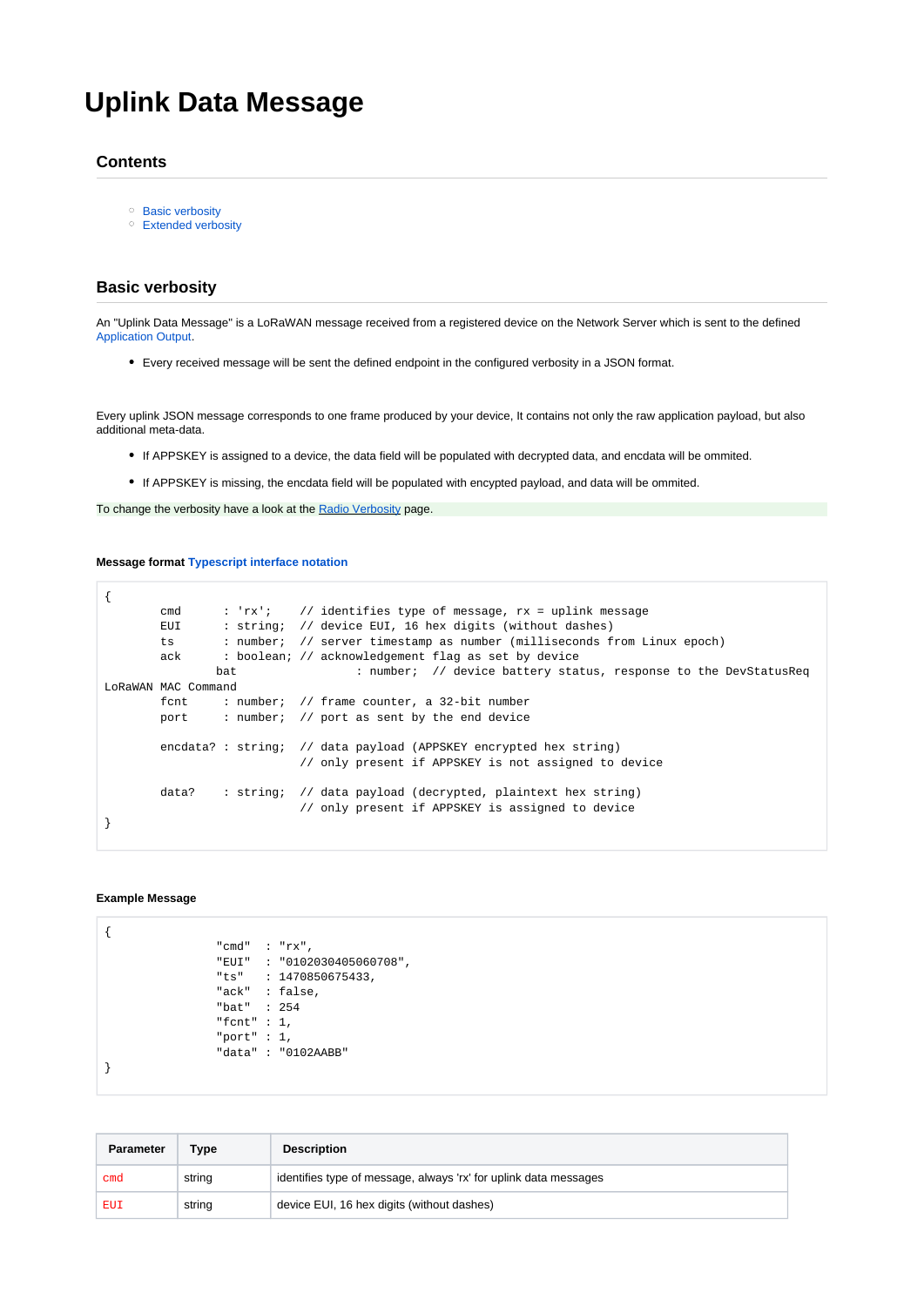# Uplink Data Message

## Contents

- Basic verbosity
- Extended verbosity

## Basic verbosity

An "Uplink Data Message" is a LoRaWAN message received from a registered device on the Network Server which is sent to the defined Application Output.

- Every received message will be sent the defined endpoint in the configured verbosity in a JSON format.

Every uplink JSON message corresponds to one frame produced by your device, It contains not only the raw application payload, but also additional meta-data.

- If APPSKEY is assigned to a device, the data field will be populated with decrypted data, and encdata will be ommited.
- If APPSKEY is missing, the encdata field will be populated with encypted payload, and data will be ommited.

To change the verbosity have a look at the Radio Verbosity page.

**Message format Typescript interface notation**

```
{
        cmd      : 'rx';    // identifies type of message, rx = uplink message
        EUI      : string;  // device EUI, 16 hex digits (without dashes)
        ts       : number;  // server timestamp as number (milliseconds from Linux epoch)
        ack      : boolean; // acknowledgement flag as set by device
                bat                  : number;  // device battery status, response to the DevStatusReq 
LoRaWAN MAC Command
        fcnt     : number;  // frame counter, a 32-bit number
        port     : number;  // port as sent by the end device

        encdata? : string;  // data payload (APPSKEY encrypted hex string)
                            // only present if APPSKEY is not assigned to device

        data?    : string;  // data payload (decrypted, plaintext hex string)
                            // only present if APPSKEY is assigned to device
}
```

**Example Message**

```
{
                "cmd"  : "rx",
                "EUI"  : "0102030405060708",
                "ts"   : 1470850675433,
                "ack"  : false,
                "bat"  : 254
                "fcnt" : 1,
                "port" : 1,
                "data" : "0102AABB"
}
```

| Parameter | Type | Description |
|---|---|---|
| cmd | string | identifies type of message, always 'rx' for uplink data messages |
| EUI | string | device EUI, 16 hex digits (without dashes) |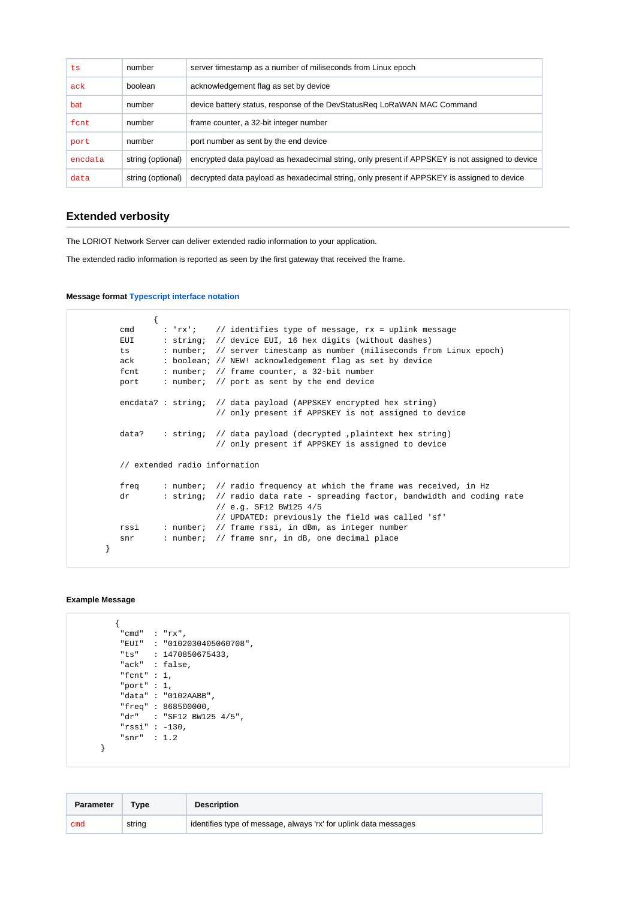| ts | number | server timestamp as a number of miliseconds from Linux epoch |
|---|---|---|
| ack | boolean | acknowledgement flag as set by device |
| bat | number | device battery status, response of the DevStatusReq LoRaWAN MAC Command |
| fcnt | number | frame counter, a 32-bit integer number |
| port | number | port number as sent by the end device |
| encdata | string (optional) | encrypted data payload as hexadecimal string, only present if APPSKEY is not assigned to device |
| data | string (optional) | decrypted data payload as hexadecimal string, only present if APPSKEY is assigned to device |

## Extended verbosity

The LORIOT Network Server can deliver extended radio information to your application.

The extended radio information is reported as seen by the first gateway that received the frame.

**Message format** Typescript interface notation

```
        {
    cmd      : 'rx';    // identifies type of message, rx = uplink message
    EUI      : string;  // device EUI, 16 hex digits (without dashes)
    ts       : number;  // server timestamp as number (miliseconds from Linux epoch)
    ack      : boolean; // NEW! acknowledgement flag as set by device
    fcnt     : number;  // frame counter, a 32-bit integer number
    port     : number;  // port as sent by the end device

    encdata? : string;  // data payload (APPSKEY encrypted hex string)
                        // only present if APPSKEY is not assigned to device

    data?    : string;  // data payload (decrypted ,plaintext hex string)
                        // only present if APPSKEY is assigned to device

    // extended radio information

    freq     : number;  // radio frequency at which the frame was received, in Hz
    dr       : string;  // radio data rate - spreading factor, bandwidth and coding rate
                        // e.g. SF12 BW125 4/5
                        // UPDATED: previously the field was called 'sf'
    rssi     : number;  // frame rssi, in dBm, as integer number
    snr      : number;  // frame snr, in dB, one decimal place
}
```

**Example Message**

```
{
    "cmd"  : "rx",
    "EUI"  : "0102030405060708",
    "ts"   : 1470850675433,
    "ack"  : false,
    "fcnt" : 1,
    "port" : 1,
    "data" : "0102AABB",
    "freq" : 868500000,
    "dr"   : "SF12 BW125 4/5",
    "rssi" : -130,
    "snr"  : 1.2
}
```

| Parameter | Type | Description |
|---|---|---|
| cmd | string | identifies type of message, always 'rx' for uplink data messages |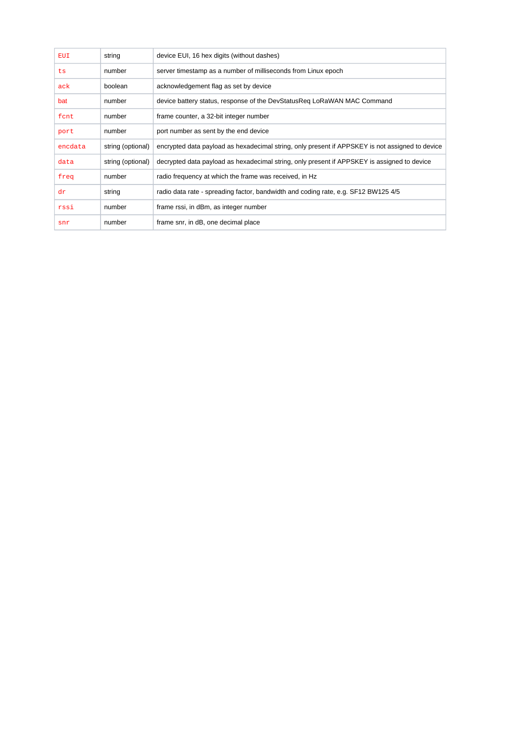| | | |
|---|---|---|
| `EUI` | string | device EUI, 16 hex digits (without dashes) |
| `ts` | number | server timestamp as a number of milliseconds from Linux epoch |
| `ack` | boolean | acknowledgement flag as set by device |
| `bat` | number | device battery status, response of the DevStatusReq LoRaWAN MAC Command |
| `fcnt` | number | frame counter, a 32-bit integer number |
| `port` | number | port number as sent by the end device |
| `encdata` | string (optional) | encrypted data payload as hexadecimal string, only present if APPSKEY is not assigned to device |
| `data` | string (optional) | decrypted data payload as hexadecimal string, only present if APPSKEY is assigned to device |
| `freq` | number | radio frequency at which the frame was received, in Hz |
| `dr` | string | radio data rate - spreading factor, bandwidth and coding rate, e.g. SF12 BW125 4/5 |
| `rssi` | number | frame rssi, in dBm, as integer number |
| `snr` | number | frame snr, in dB, one decimal place |